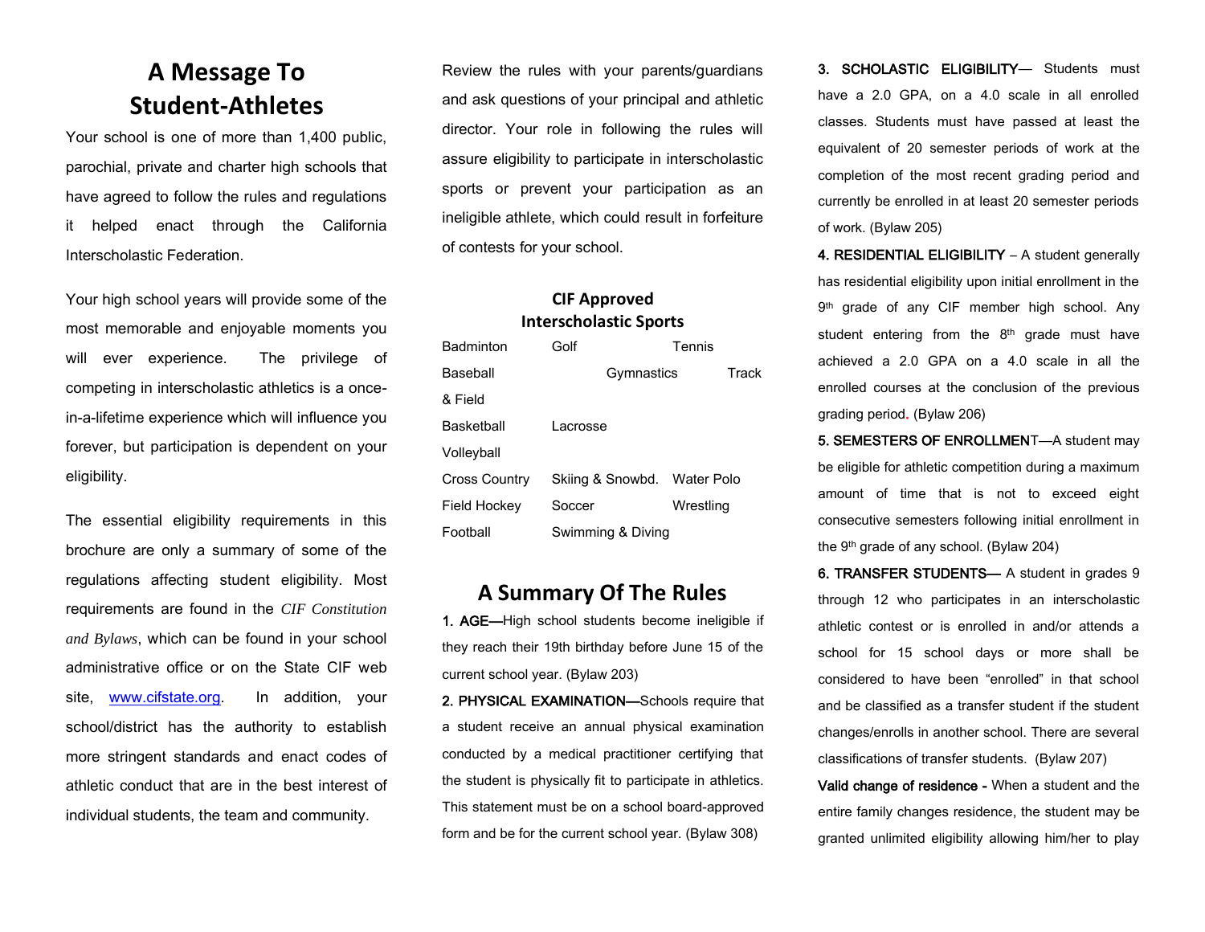# A Message To Student-Athletes

Your school is one of more than 1,400 public, parochial, private and charter high schools that have agreed to follow the rules and regulations it helped enact through the California Interscholastic Federation.

Your high school years will provide some of the most memorable and enjoyable moments you will ever experience. The privilege of competing in interscholastic athletics is a once-in-a-lifetime experience which will influence you forever, but participation is dependent on your eligibility.

The essential eligibility requirements in this brochure are only a summary of some of the regulations affecting student eligibility. Most requirements are found in the *CIF Constitution and Bylaws*, which can be found in your school administrative office or on the State CIF web site, www.cifstate.org. In addition, your school/district has the authority to establish more stringent standards and enact codes of athletic conduct that are in the best interest of individual students, the team and community.

Review the rules with your parents/guardians and ask questions of your principal and athletic director. Your role in following the rules will assure eligibility to participate in interscholastic sports or prevent your participation as an ineligible athlete, which could result in forfeiture of contests for your school.

## CIF Approved Interscholastic Sports

| | | |
|---|---|---|
| Badminton | Golf | Tennis |
| Baseball | Gymnastics | Track & Field |
| Basketball | Lacrosse | Volleyball |
| Cross Country | Skiing & Snowbd. | Water Polo |
| Field Hockey | Soccer | Wrestling |
| Football | Swimming & Diving | |

## A Summary Of The Rules

**1. AGE—**High school students become ineligible if they reach their 19th birthday before June 15 of the current school year. (Bylaw 203)

**2. PHYSICAL EXAMINATION—**Schools require that a student receive an annual physical examination conducted by a medical practitioner certifying that the student is physically fit to participate in athletics. This statement must be on a school board-approved form and be for the current school year. (Bylaw 308)

**3. SCHOLASTIC ELIGIBILITY**— Students must have a 2.0 GPA, on a 4.0 scale in all enrolled classes. Students must have passed at least the equivalent of 20 semester periods of work at the completion of the most recent grading period and currently be enrolled in at least 20 semester periods of work. (Bylaw 205)

**4. RESIDENTIAL ELIGIBILITY** – A student generally has residential eligibility upon initial enrollment in the 9th grade of any CIF member high school. Any student entering from the 8th grade must have achieved a 2.0 GPA on a 4.0 scale in all the enrolled courses at the conclusion of the previous grading period. (Bylaw 206)

**5. SEMESTERS OF ENROLLMENT**—A student may be eligible for athletic competition during a maximum amount of time that is not to exceed eight consecutive semesters following initial enrollment in the 9th grade of any school. (Bylaw 204)

**6. TRANSFER STUDENTS**— A student in grades 9 through 12 who participates in an interscholastic athletic contest or is enrolled in and/or attends a school for 15 school days or more shall be considered to have been "enrolled" in that school and be classified as a transfer student if the student changes/enrolls in another school. There are several classifications of transfer students. (Bylaw 207)

**Valid change of residence -** When a student and the entire family changes residence, the student may be granted unlimited eligibility allowing him/her to play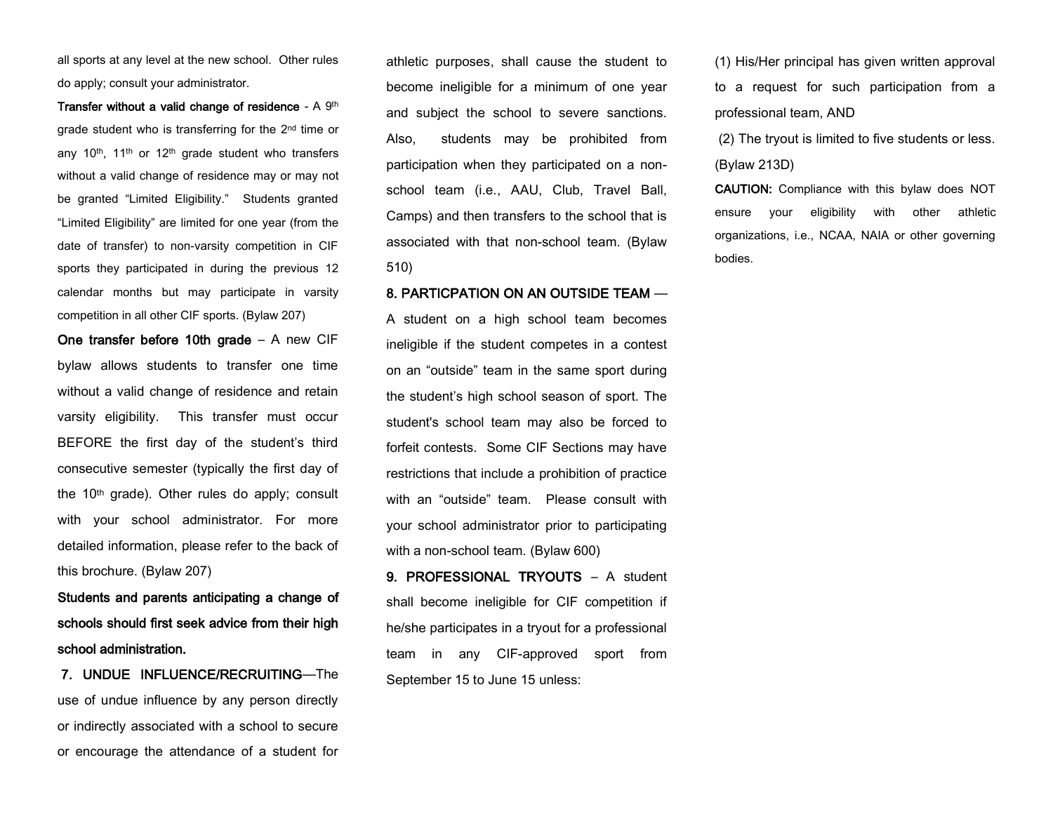all sports at any level at the new school. Other rules do apply; consult your administrator.

**Transfer without a valid change of residence** - A 9th grade student who is transferring for the 2nd time or any 10th, 11th or 12th grade student who transfers without a valid change of residence may or may not be granted "Limited Eligibility." Students granted "Limited Eligibility" are limited for one year (from the date of transfer) to non-varsity competition in CIF sports they participated in during the previous 12 calendar months but may participate in varsity competition in all other CIF sports. (Bylaw 207)

**One transfer before 10th grade** – A new CIF bylaw allows students to transfer one time without a valid change of residence and retain varsity eligibility. This transfer must occur BEFORE the first day of the student's third consecutive semester (typically the first day of the 10th grade). Other rules do apply; consult with your school administrator. For more detailed information, please refer to the back of this brochure. (Bylaw 207)

**Students and parents anticipating a change of schools should first seek advice from their high school administration.**

**7. UNDUE INFLUENCE/RECRUITING**—The use of undue influence by any person directly or indirectly associated with a school to secure or encourage the attendance of a student for athletic purposes, shall cause the student to become ineligible for a minimum of one year and subject the school to severe sanctions. Also, students may be prohibited from participation when they participated on a non-school team (i.e., AAU, Club, Travel Ball, Camps) and then transfers to the school that is associated with that non-school team. (Bylaw 510)

**8. PARTICPATION ON AN OUTSIDE TEAM** — A student on a high school team becomes ineligible if the student competes in a contest on an "outside" team in the same sport during the student's high school season of sport. The student's school team may also be forced to forfeit contests. Some CIF Sections may have restrictions that include a prohibition of practice with an "outside" team. Please consult with your school administrator prior to participating with a non-school team. (Bylaw 600)

**9. PROFESSIONAL TRYOUTS** – A student shall become ineligible for CIF competition if he/she participates in a tryout for a professional team in any CIF-approved sport from September 15 to June 15 unless:

(1) His/Her principal has given written approval to a request for such participation from a professional team, AND

(2) The tryout is limited to five students or less. (Bylaw 213D)

**CAUTION:** Compliance with this bylaw does NOT ensure your eligibility with other athletic organizations, i.e., NCAA, NAIA or other governing bodies.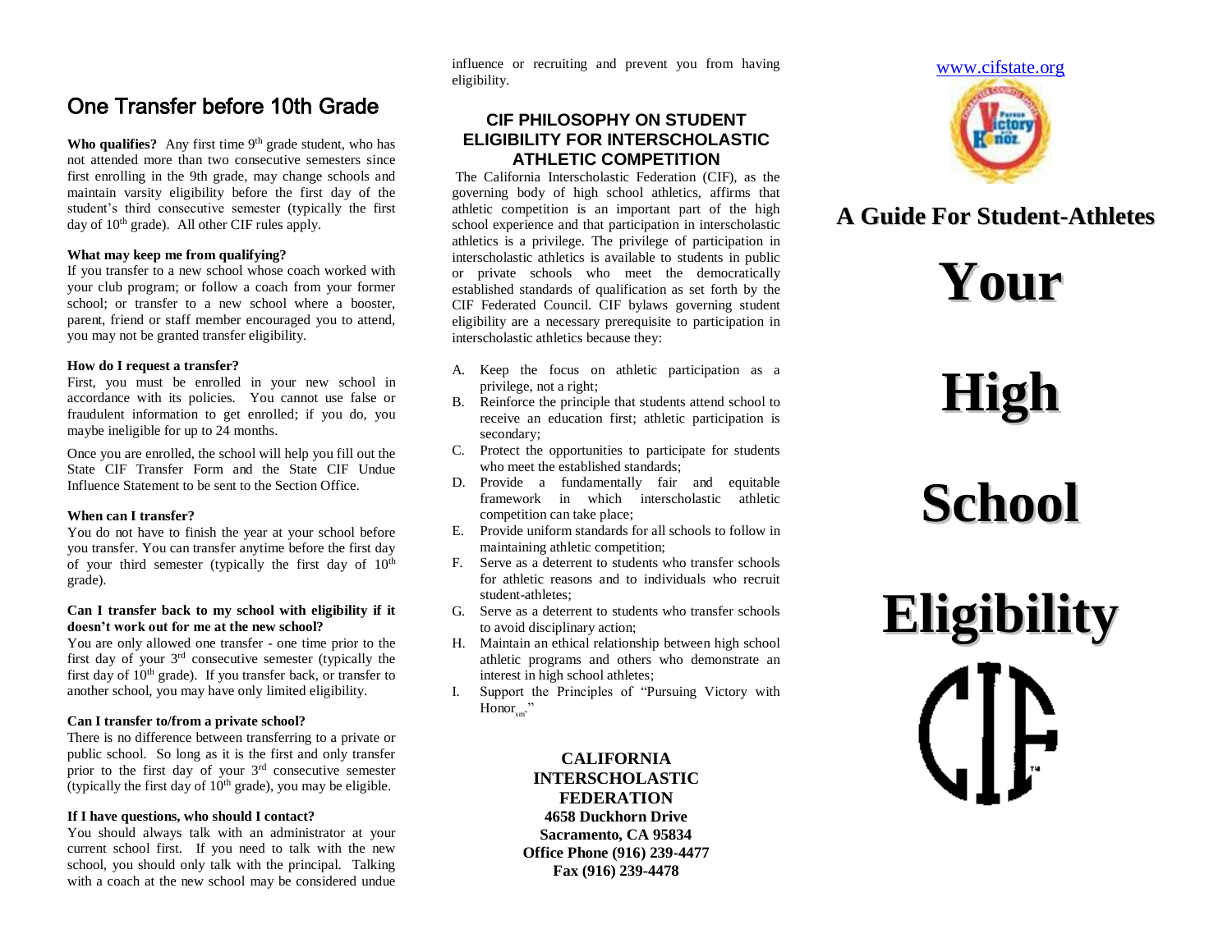## One Transfer before 10th Grade

**Who qualifies?** Any first time 9th grade student, who has not attended more than two consecutive semesters since first enrolling in the 9th grade, may change schools and maintain varsity eligibility before the first day of the student's third consecutive semester (typically the first day of 10th grade). All other CIF rules apply.

**What may keep me from qualifying?**
If you transfer to a new school whose coach worked with your club program; or follow a coach from your former school; or transfer to a new school where a booster, parent, friend or staff member encouraged you to attend, you may not be granted transfer eligibility.

**How do I request a transfer?**
First, you must be enrolled in your new school in accordance with its policies. You cannot use false or fraudulent information to get enrolled; if you do, you maybe ineligible for up to 24 months.

Once you are enrolled, the school will help you fill out the State CIF Transfer Form and the State CIF Undue Influence Statement to be sent to the Section Office.

**When can I transfer?**
You do not have to finish the year at your school before you transfer. You can transfer anytime before the first day of your third semester (typically the first day of 10th grade).

**Can I transfer back to my school with eligibility if it doesn't work out for me at the new school?**
You are only allowed one transfer - one time prior to the first day of your 3rd consecutive semester (typically the first day of 10th grade). If you transfer back, or transfer to another school, you may have only limited eligibility.

**Can I transfer to/from a private school?**
There is no difference between transferring to a private or public school. So long as it is the first and only transfer prior to the first day of your 3rd consecutive semester (typically the first day of 10th grade), you may be eligible.

**If I have questions, who should I contact?**
You should always talk with an administrator at your current school first. If you need to talk with the new school, you should only talk with the principal. Talking with a coach at the new school may be considered undue influence or recruiting and prevent you from having eligibility.

### CIF PHILOSOPHY ON STUDENT ELIGIBILITY FOR INTERSCHOLASTIC ATHLETIC COMPETITION

The California Interscholastic Federation (CIF), as the governing body of high school athletics, affirms that athletic competition is an important part of the high school experience and that participation in interscholastic athletics is a privilege. The privilege of participation in interscholastic athletics is available to students in public or private schools who meet the democratically established standards of qualification as set forth by the CIF Federated Council. CIF bylaws governing student eligibility are a necessary prerequisite to participation in interscholastic athletics because they:

A. Keep the focus on athletic participation as a privilege, not a right;
B. Reinforce the principle that students attend school to receive an education first; athletic participation is secondary;
C. Protect the opportunities to participate for students who meet the established standards;
D. Provide a fundamentally fair and equitable framework in which interscholastic athletic competition can take place;
E. Provide uniform standards for all schools to follow in maintaining athletic competition;
F. Serve as a deterrent to students who transfer schools for athletic reasons and to individuals who recruit student-athletes;
G. Serve as a deterrent to students who transfer schools to avoid disciplinary action;
H. Maintain an ethical relationship between high school athletic programs and others who demonstrate an interest in high school athletes;
I. Support the Principles of "Pursuing Victory with Honor$_{sm}$."

**CALIFORNIA INTERSCHOLASTIC FEDERATION**
**4658 Duckhorn Drive**
**Sacramento, CA 95834**
**Office Phone (916) 239-4477**
**Fax (916) 239-4478**

www.cifstate.org

**A Guide For Student-Athletes**

# Your High School Eligibility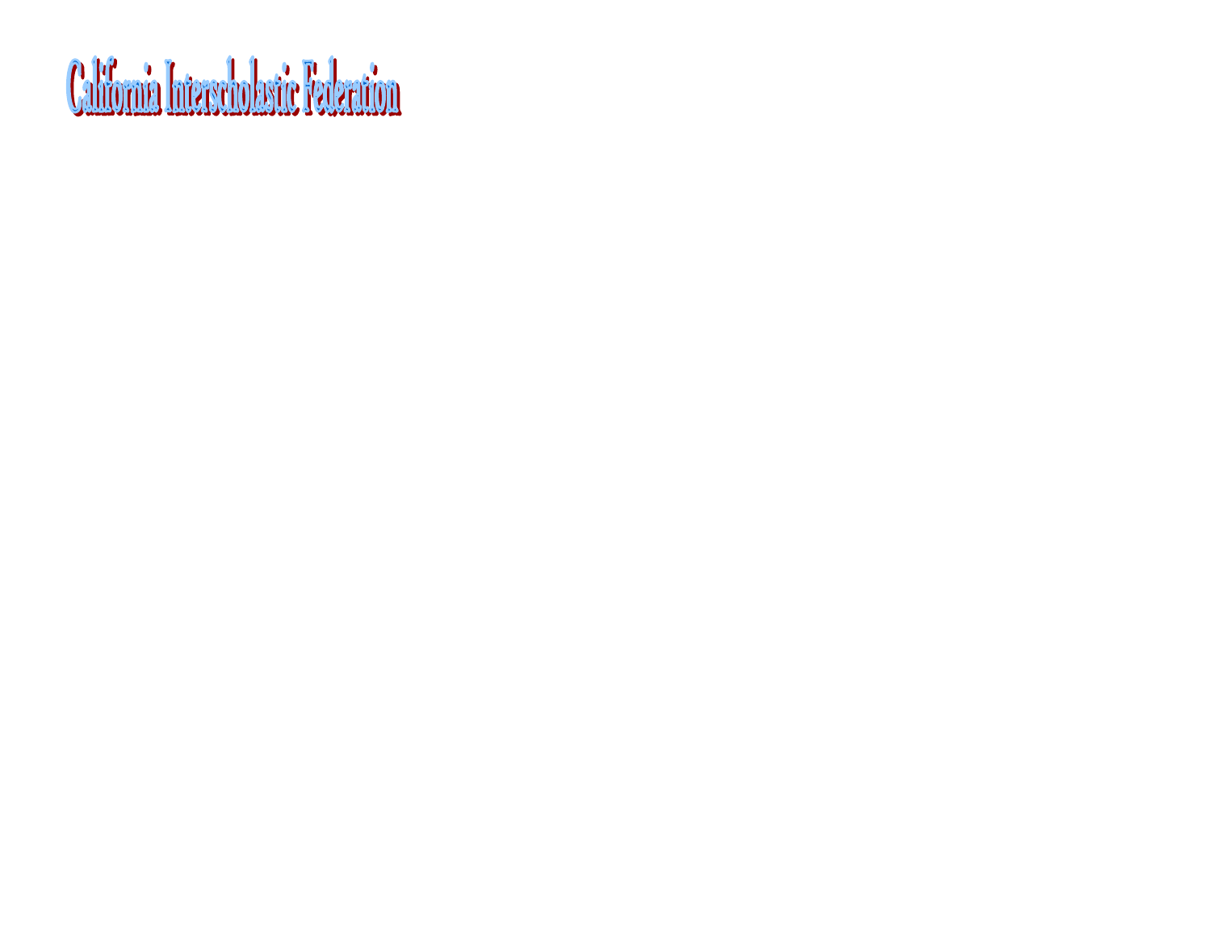# California Interscholastic Federation